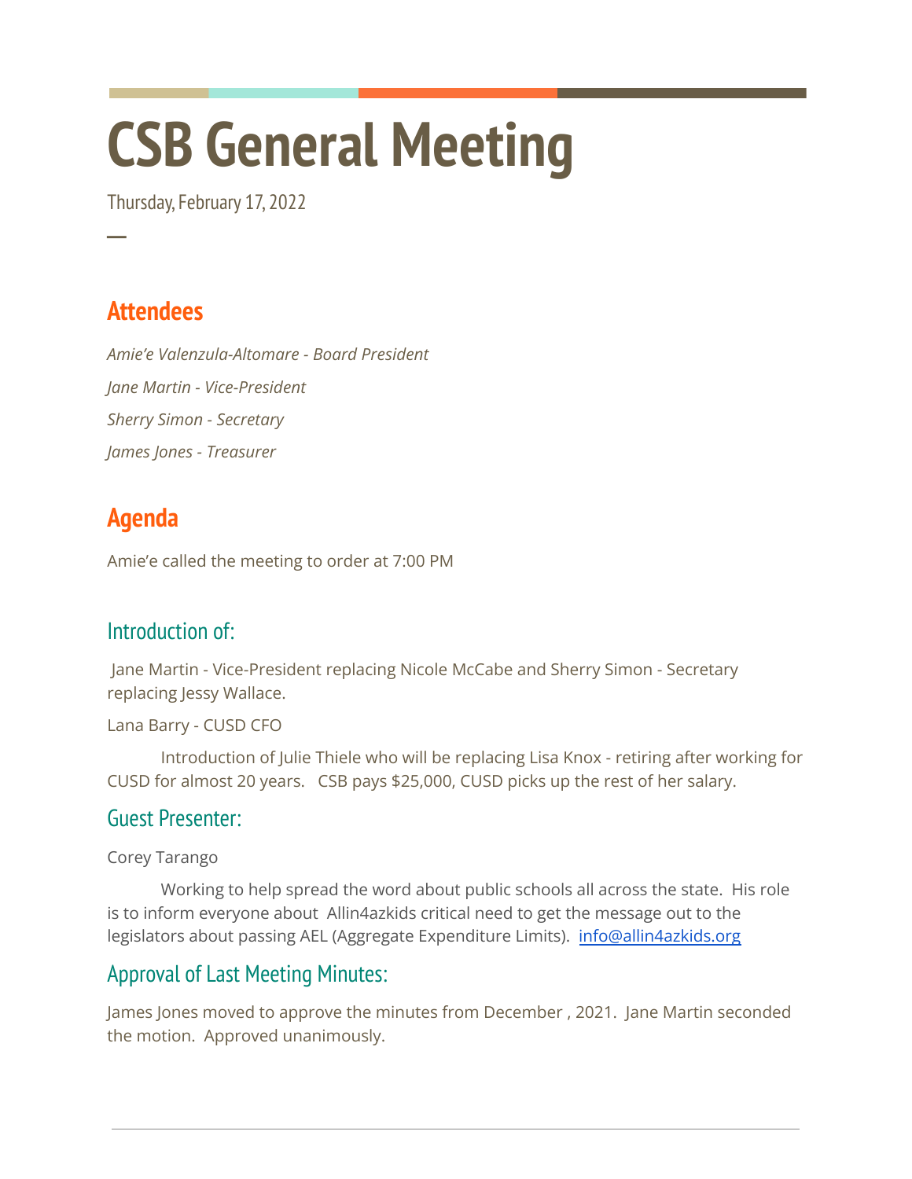# CSB General Meeting

Thursday, February 17, 2022

—

## Attendees

*Amie'e Valenzula-Altomare - Board President*

*Jane Martin - Vice-President*

*Sherry Simon - Secretary*

*James Jones - Treasurer*

## Agenda

Amie'e called the meeting to order at 7:00 PM

### Introduction of:

Jane Martin - Vice-President replacing Nicole McCabe and Sherry Simon - Secretary replacing Jessy Wallace.

Lana Barry - CUSD CFO

Introduction of Julie Thiele who will be replacing Lisa Knox - retiring after working for CUSD for almost 20 years. CSB pays $25,000, CUSD picks up the rest of her salary.

### Guest Presenter:

Corey Tarango

Working to help spread the word about public schools all across the state. His role is to inform everyone about Allin4azkids critical need to get the message out to the legislators about passing AEL (Aggregate Expenditure Limits). info@allin4azkids.org

### Approval of Last Meeting Minutes:

James Jones moved to approve the minutes from December , 2021. Jane Martin seconded the motion. Approved unanimously.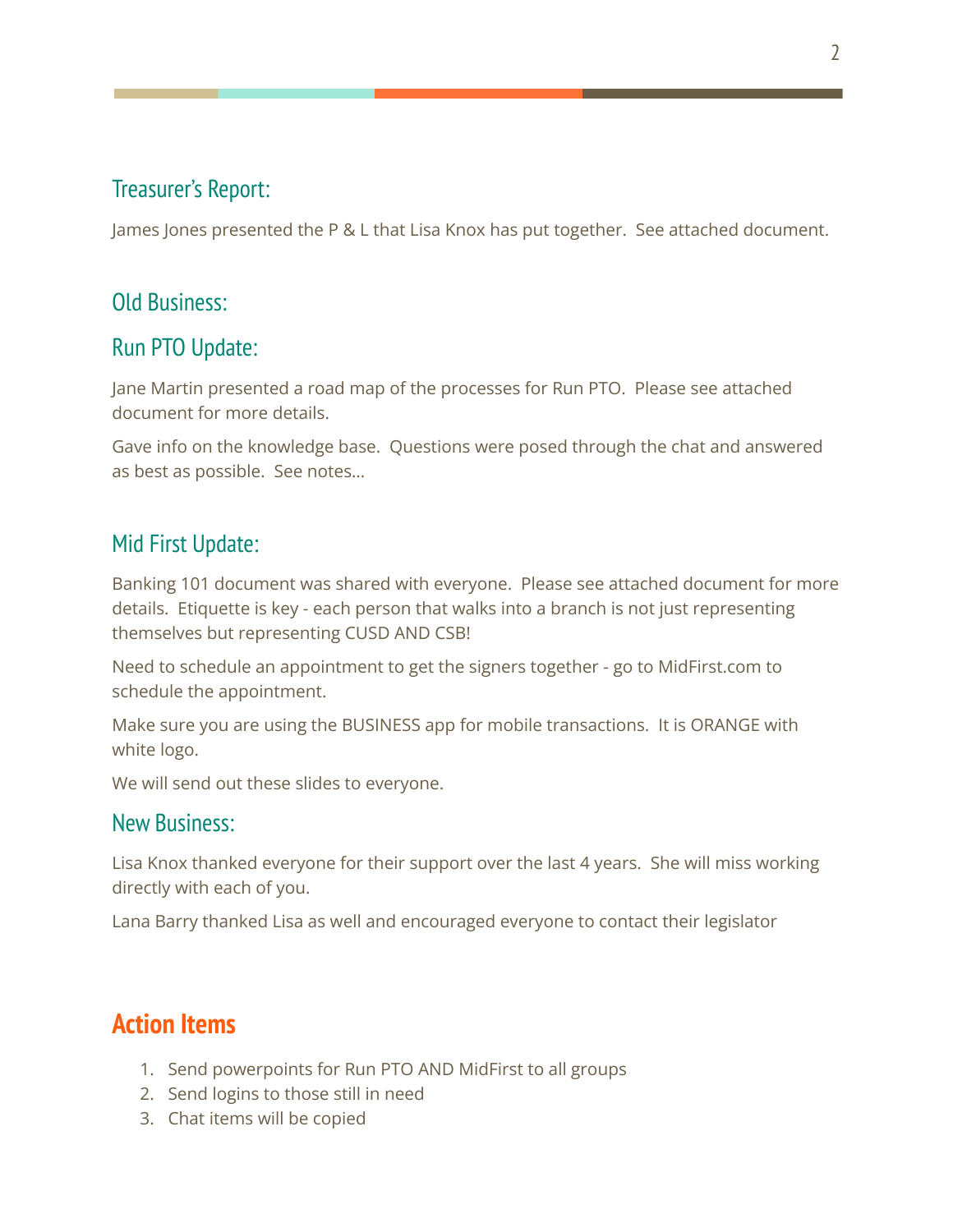## Treasurer's Report:

James Jones presented the P & L that Lisa Knox has put together. See attached document.

## Old Business:

## Run PTO Update:

Jane Martin presented a road map of the processes for Run PTO. Please see attached document for more details.

Gave info on the knowledge base. Questions were posed through the chat and answered as best as possible. See notes…

## Mid First Update:

Banking 101 document was shared with everyone. Please see attached document for more details. Etiquette is key - each person that walks into a branch is not just representing themselves but representing CUSD AND CSB!

Need to schedule an appointment to get the signers together - go to MidFirst.com to schedule the appointment.

Make sure you are using the BUSINESS app for mobile transactions. It is ORANGE with white logo.

We will send out these slides to everyone.

## New Business:

Lisa Knox thanked everyone for their support over the last 4 years. She will miss working directly with each of you.

Lana Barry thanked Lisa as well and encouraged everyone to contact their legislator

# Action Items

1. Send powerpoints for Run PTO AND MidFirst to all groups
2. Send logins to those still in need
3. Chat items will be copied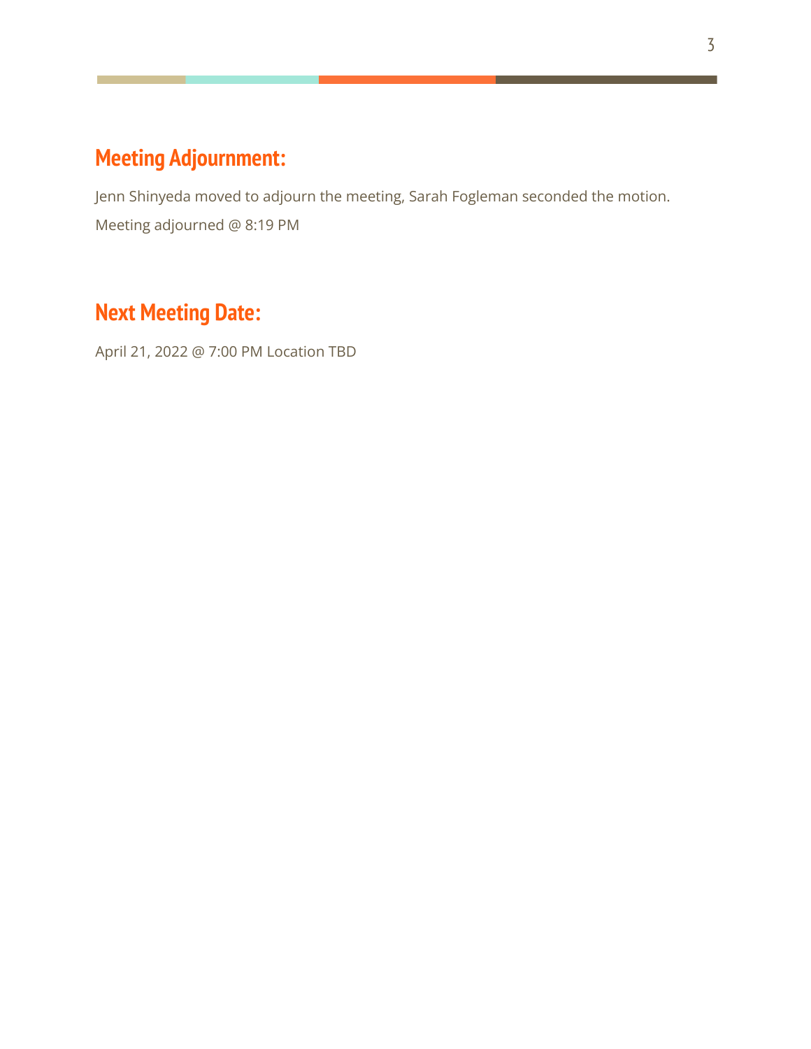## Meeting Adjournment:

Jenn Shinyeda moved to adjourn the meeting, Sarah Fogleman seconded the motion.

Meeting adjourned @ 8:19 PM

## Next Meeting Date:

April 21, 2022 @ 7:00 PM Location TBD